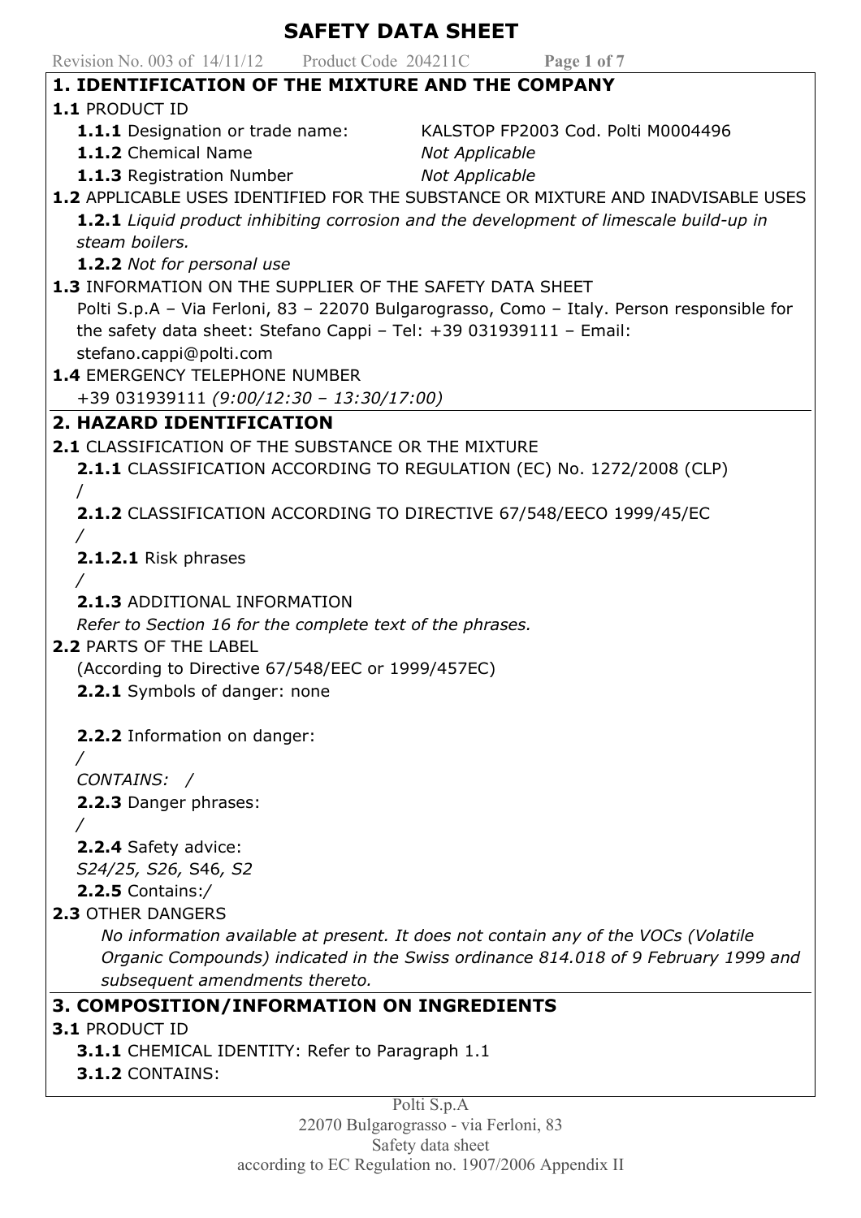# SAFETY DATA SHEET

Revision No. 003 of 14/11/12 Product Code 204211C

## 1. IDENTIFICATION OF THE MIXTURE AND THE COMPANY

**1.1** PRODUCT ID

**1.1.1** Designation or trade name: KALSTOP FP2003 Cod. Polti M0004496

**1.1.2** Chemical Name *Not Applicable*

**1.1.3** Registration Number *Not Applicable*

**1.2** APPLICABLE USES IDENTIFIED FOR THE SUBSTANCE OR MIXTURE AND INADVISABLE USES

**1.2.1** *Liquid product inhibiting corrosion and the development of limescale build-up in steam boilers.*

**1.2.2** *Not for personal use*

**1.3** INFORMATION ON THE SUPPLIER OF THE SAFETY DATA SHEET

Polti S.p.A – Via Ferloni, 83 – 22070 Bulgarograsso, Como – Italy. Person responsible for the safety data sheet: Stefano Cappi – Tel: +39 031939111 – Email: stefano.cappi@polti.com

**1.4** EMERGENCY TELEPHONE NUMBER

+39 031939111 *(9:00/12:30 – 13:30/17:00)*

## 2. HAZARD IDENTIFICATION

**2.1** CLASSIFICATION OF THE SUBSTANCE OR THE MIXTURE

**2.1.1** CLASSIFICATION ACCORDING TO REGULATION (EC) No. 1272/2008 (CLP)

/

**2.1.2** CLASSIFICATION ACCORDING TO DIRECTIVE 67/548/EECO 1999/45/EC

*/*

**2.1.2.1** Risk phrases

*/*

**2.1.3** ADDITIONAL INFORMATION

*Refer to Section 16 for the complete text of the phrases.*

**2.2** PARTS OF THE LABEL

(According to Directive 67/548/EEC or 1999/457EC)

**2.2.1** Symbols of danger: none

**2.2.2** Information on danger:

*/*

*CONTAINS: /*

**2.2.3** Danger phrases:

*/*

**2.2.4** Safety advice:

*S24/25, S26,* S46*, S2*

**2.2.5** Contains:/

**2.3** OTHER DANGERS

*No information available at present. It does not contain any of the VOCs (Volatile Organic Compounds) indicated in the Swiss ordinance 814.018 of 9 February 1999 and subsequent amendments thereto.*

## 3. COMPOSITION/INFORMATION ON INGREDIENTS

**3.1** PRODUCT ID

**3.1.1** CHEMICAL IDENTITY: Refer to Paragraph 1.1

**3.1.2** CONTAINS:

Polti S.p.A
22070 Bulgarograsso - via Ferloni, 83
Safety data sheet
according to EC Regulation no. 1907/2006 Appendix II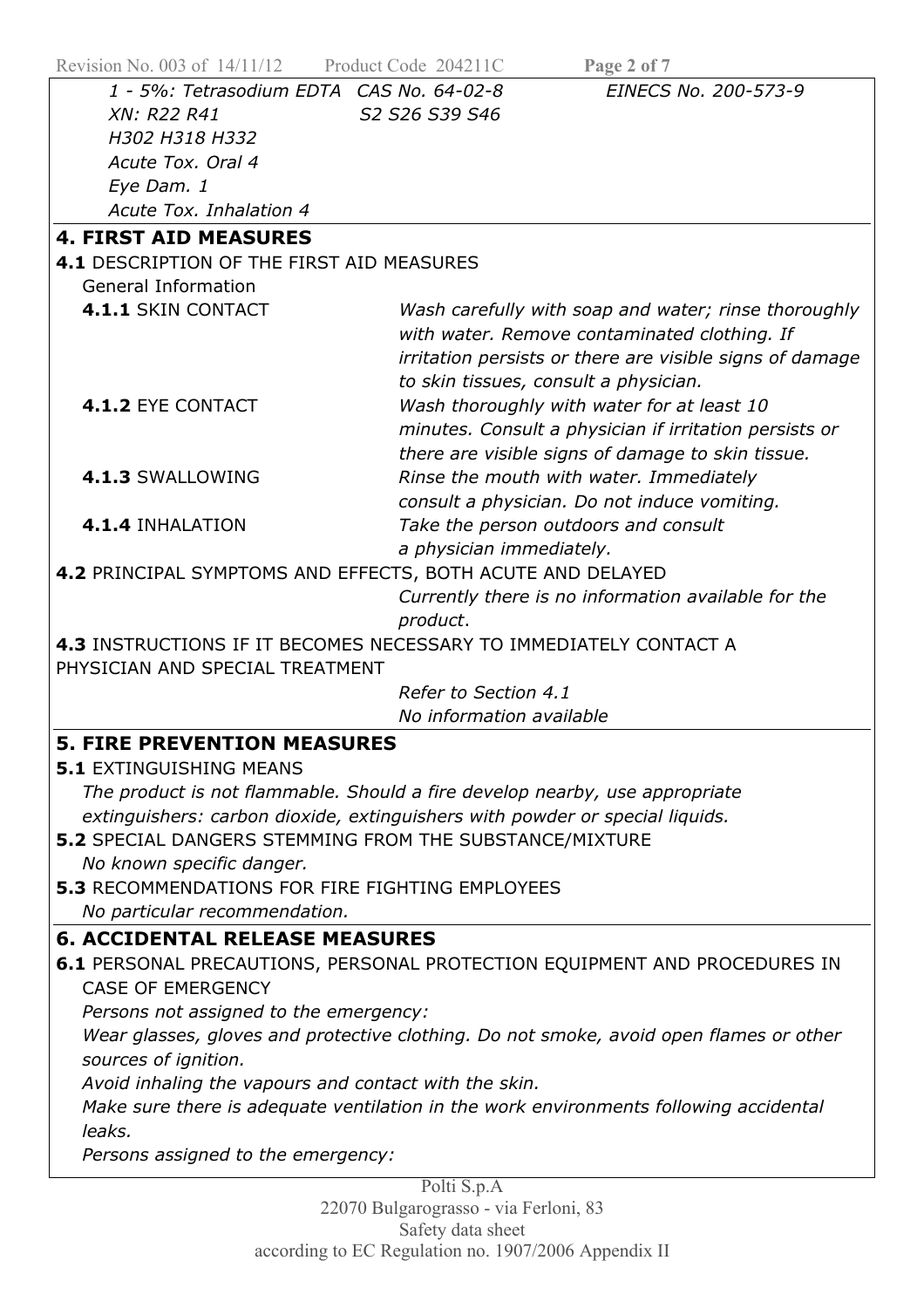*1 - 5%: Tetrasodium EDTA CAS No. 64-02-8 EINECS No. 200-573-9*
*XN: R22 R41 S2 S26 S39 S46*
*H302 H318 H332*
*Acute Tox. Oral 4*
*Eye Dam. 1*
*Acute Tox. Inhalation 4*

## 4. FIRST AID MEASURES

**4.1** DESCRIPTION OF THE FIRST AID MEASURES

General Information

**4.1.1** SKIN CONTACT
*Wash carefully with soap and water; rinse thoroughly with water. Remove contaminated clothing. If irritation persists or there are visible signs of damage to skin tissues, consult a physician.*

**4.1.2** EYE CONTACT
*Wash thoroughly with water for at least 10 minutes. Consult a physician if irritation persists or there are visible signs of damage to skin tissue.*

**4.1.3** SWALLOWING
*Rinse the mouth with water. Immediately consult a physician. Do not induce vomiting.*

**4.1.4** INHALATION
*Take the person outdoors and consult a physician immediately.*

**4.2** PRINCIPAL SYMPTOMS AND EFFECTS, BOTH ACUTE AND DELAYED
*Currently there is no information available for the product.*

**4.3** INSTRUCTIONS IF IT BECOMES NECESSARY TO IMMEDIATELY CONTACT A PHYSICIAN AND SPECIAL TREATMENT
*Refer to Section 4.1*
*No information available*

## 5. FIRE PREVENTION MEASURES

**5.1** EXTINGUISHING MEANS
*The product is not flammable. Should a fire develop nearby, use appropriate extinguishers: carbon dioxide, extinguishers with powder or special liquids.*

**5.2** SPECIAL DANGERS STEMMING FROM THE SUBSTANCE/MIXTURE
*No known specific danger.*

**5.3** RECOMMENDATIONS FOR FIRE FIGHTING EMPLOYEES
*No particular recommendation.*

## 6. ACCIDENTAL RELEASE MEASURES

**6.1** PERSONAL PRECAUTIONS, PERSONAL PROTECTION EQUIPMENT AND PROCEDURES IN CASE OF EMERGENCY

*Persons not assigned to the emergency:*
*Wear glasses, gloves and protective clothing. Do not smoke, avoid open flames or other sources of ignition.*
*Avoid inhaling the vapours and contact with the skin.*
*Make sure there is adequate ventilation in the work environments following accidental leaks.*
*Persons assigned to the emergency:*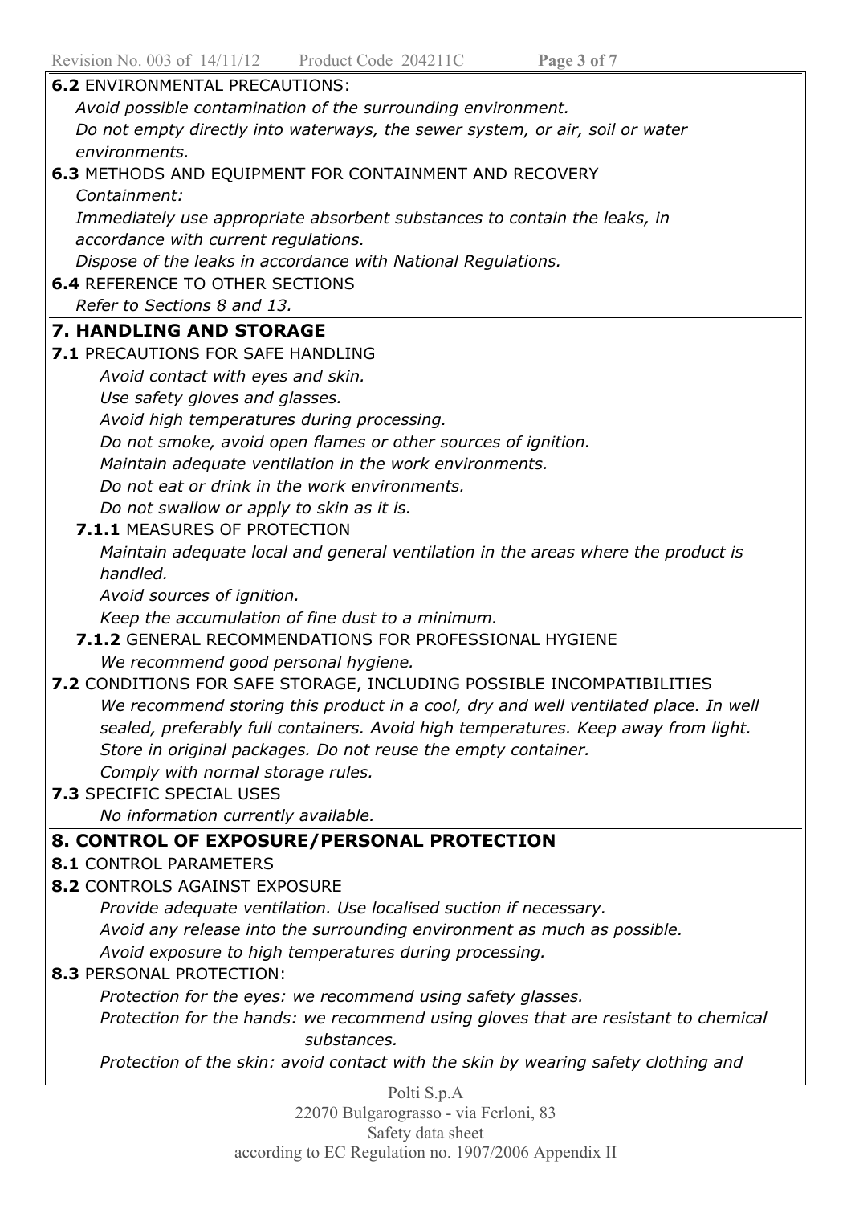**6.2** ENVIRONMENTAL PRECAUTIONS:

*Avoid possible contamination of the surrounding environment.*
*Do not empty directly into waterways, the sewer system, or air, soil or water environments.*

**6.3** METHODS AND EQUIPMENT FOR CONTAINMENT AND RECOVERY

*Containment:*
*Immediately use appropriate absorbent substances to contain the leaks, in accordance with current regulations.*
*Dispose of the leaks in accordance with National Regulations.*

**6.4** REFERENCE TO OTHER SECTIONS

*Refer to Sections 8 and 13.*

## 7. HANDLING AND STORAGE

**7.1** PRECAUTIONS FOR SAFE HANDLING

*Avoid contact with eyes and skin.*
*Use safety gloves and glasses.*
*Avoid high temperatures during processing.*
*Do not smoke, avoid open flames or other sources of ignition.*
*Maintain adequate ventilation in the work environments.*
*Do not eat or drink in the work environments.*
*Do not swallow or apply to skin as it is.*

**7.1.1** MEASURES OF PROTECTION

*Maintain adequate local and general ventilation in the areas where the product is handled.*
*Avoid sources of ignition.*
*Keep the accumulation of fine dust to a minimum.*

**7.1.2** GENERAL RECOMMENDATIONS FOR PROFESSIONAL HYGIENE

*We recommend good personal hygiene.*

**7.2** CONDITIONS FOR SAFE STORAGE, INCLUDING POSSIBLE INCOMPATIBILITIES

*We recommend storing this product in a cool, dry and well ventilated place. In well sealed, preferably full containers. Avoid high temperatures. Keep away from light. Store in original packages. Do not reuse the empty container.*
*Comply with normal storage rules.*

**7.3** SPECIFIC SPECIAL USES

*No information currently available.*

## 8. CONTROL OF EXPOSURE/PERSONAL PROTECTION

**8.1** CONTROL PARAMETERS

**8.2** CONTROLS AGAINST EXPOSURE

*Provide adequate ventilation. Use localised suction if necessary.*
*Avoid any release into the surrounding environment as much as possible.*
*Avoid exposure to high temperatures during processing.*

**8.3** PERSONAL PROTECTION:

*Protection for the eyes: we recommend using safety glasses.*
*Protection for the hands: we recommend using gloves that are resistant to chemical substances.*
*Protection of the skin: avoid contact with the skin by wearing safety clothing and*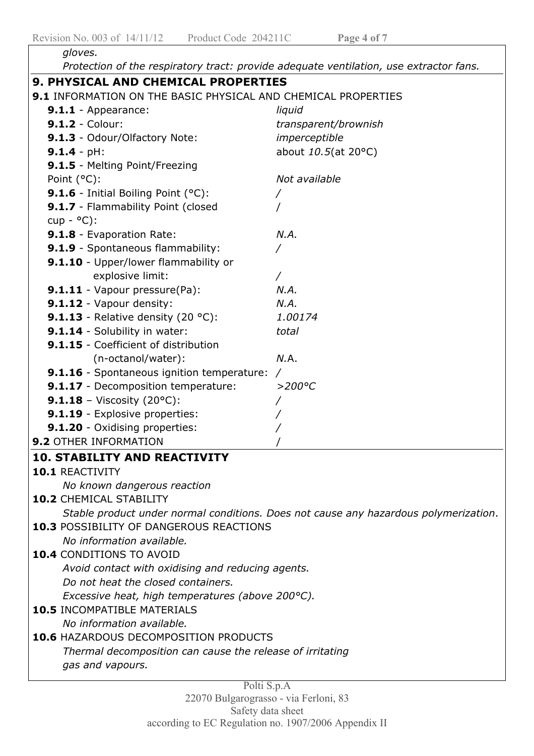*gloves.*

*Protection of the respiratory tract: provide adequate ventilation, use extractor fans.*

## 9. PHYSICAL AND CHEMICAL PROPERTIES

**9.1** INFORMATION ON THE BASIC PHYSICAL AND CHEMICAL PROPERTIES

| Property | Value |
|---|---|
| **9.1.1** - Appearance: | *liquid* |
| **9.1.2** - Colour: | *transparent/brownish* |
| **9.1.3** - Odour/Olfactory Note: | *imperceptible* |
| **9.1.4** - pH: | about *10.5*(at 20°C) |
| **9.1.5** - Melting Point/Freezing Point (°C): | *Not available* |
| **9.1.6** - Initial Boiling Point (°C): | / |
| **9.1.7** - Flammability Point (closed cup - °C): | / |
| **9.1.8** - Evaporation Rate: | *N.A.* |
| **9.1.9** - Spontaneous flammability: | / |
| **9.1.10** - Upper/lower flammability or explosive limit: | / |
| **9.1.11** - Vapour pressure(Pa): | *N.A.* |
| **9.1.12** - Vapour density: | *N.A.* |
| **9.1.13** - Relative density (20 °C): | *1.00174* |
| **9.1.14** - Solubility in water: | *total* |
| **9.1.15** - Coefficient of distribution (n-octanol/water): | *N*.A. |
| **9.1.16** - Spontaneous ignition temperature: | / |
| **9.1.17** - Decomposition temperature: | *>200°C* |
| **9.1.18** – Viscosity (20°C): | / |
| **9.1.19** - Explosive properties: | / |
| **9.1.20** - Oxidising properties: | / |
| **9.2** OTHER INFORMATION | / |

## 10. STABILITY AND REACTIVITY

**10.1** REACTIVITY

*No known dangerous reaction*

**10.2** CHEMICAL STABILITY

*Stable product under normal conditions. Does not cause any hazardous polymerization*.

**10.3** POSSIBILITY OF DANGEROUS REACTIONS

*No information available.*

**10.4** CONDITIONS TO AVOID

*Avoid contact with oxidising and reducing agents.*

*Do not heat the closed containers.*

*Excessive heat, high temperatures (above 200°C).*

**10.5** INCOMPATIBLE MATERIALS

*No information available.*

**10.6** HAZARDOUS DECOMPOSITION PRODUCTS

*Thermal decomposition can cause the release of irritating gas and vapours.*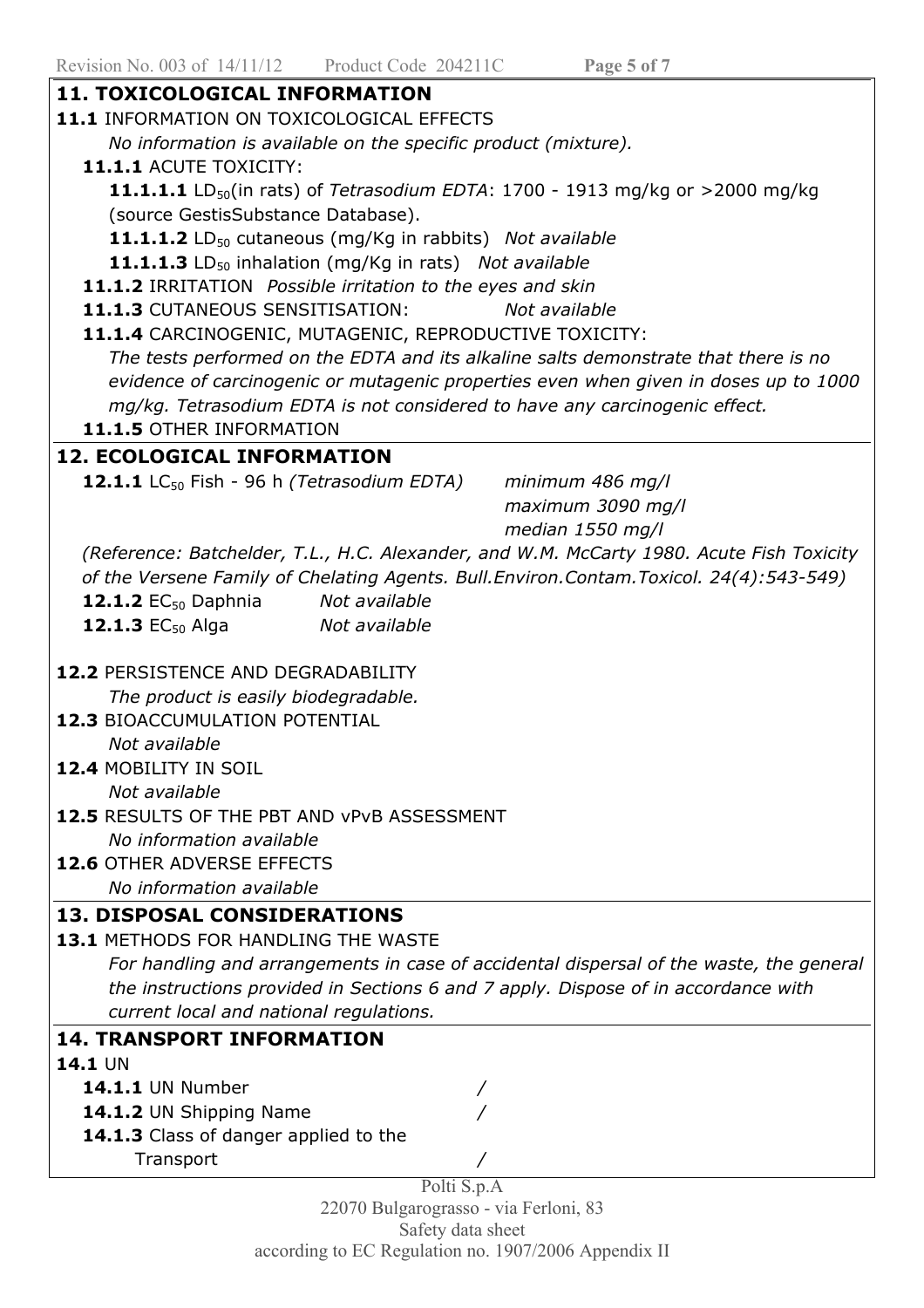## 11. TOXICOLOGICAL INFORMATION

**11.1** INFORMATION ON TOXICOLOGICAL EFFECTS

*No information is available on the specific product (mixture).*

**11.1.1** ACUTE TOXICITY:

**11.1.1.1** $LD_{50}$(in rats) of *Tetrasodium EDTA*: 1700 - 1913 mg/kg or >2000 mg/kg (source GestisSubstance Database).

**11.1.1.2** $LD_{50}$ cutaneous (mg/Kg in rabbits) *Not available*

**11.1.1.3** $LD_{50}$ inhalation (mg/Kg in rats) *Not available*

**11.1.2** IRRITATION *Possible irritation to the eyes and skin*

**11.1.3** CUTANEOUS SENSITISATION: *Not available*

**11.1.4** CARCINOGENIC, MUTAGENIC, REPRODUCTIVE TOXICITY:

*The tests performed on the EDTA and its alkaline salts demonstrate that there is no evidence of carcinogenic or mutagenic properties even when given in doses up to 1000 mg/kg. Tetrasodium EDTA is not considered to have any carcinogenic effect.*

**11.1.5** OTHER INFORMATION

## 12. ECOLOGICAL INFORMATION

**12.1.1** $LC_{50}$ Fish - 96 h *(Tetrasodium EDTA)*
*minimum 486 mg/l*
*maximum 3090 mg/l*
*median 1550 mg/l*

*(Reference: Batchelder, T.L., H.C. Alexander, and W.M. McCarty 1980. Acute Fish Toxicity of the Versene Family of Chelating Agents. Bull.Environ.Contam.Toxicol. 24(4):543-549)*

**12.1.2** $EC_{50}$ Daphnia *Not available*

**12.1.3** $EC_{50}$ Alga *Not available*

**12.2** PERSISTENCE AND DEGRADABILITY

*The product is easily biodegradable.*

**12.3** BIOACCUMULATION POTENTIAL

*Not available*

**12.4** MOBILITY IN SOIL

*Not available*

**12.5** RESULTS OF THE PBT AND vPvB ASSESSMENT

*No information available*

**12.6** OTHER ADVERSE EFFECTS

*No information available*

## 13. DISPOSAL CONSIDERATIONS

**13.1** METHODS FOR HANDLING THE WASTE

*For handling and arrangements in case of accidental dispersal of the waste, the general the instructions provided in Sections 6 and 7 apply. Dispose of in accordance with current local and national regulations.*

## 14. TRANSPORT INFORMATION

**14.1** UN

**14.1.1** UN Number /

**14.1.2** UN Shipping Name /

**14.1.3** Class of danger applied to the Transport /

Polti S.p.A
22070 Bulgarograsso - via Ferloni, 83
Safety data sheet
according to EC Regulation no. 1907/2006 Appendix II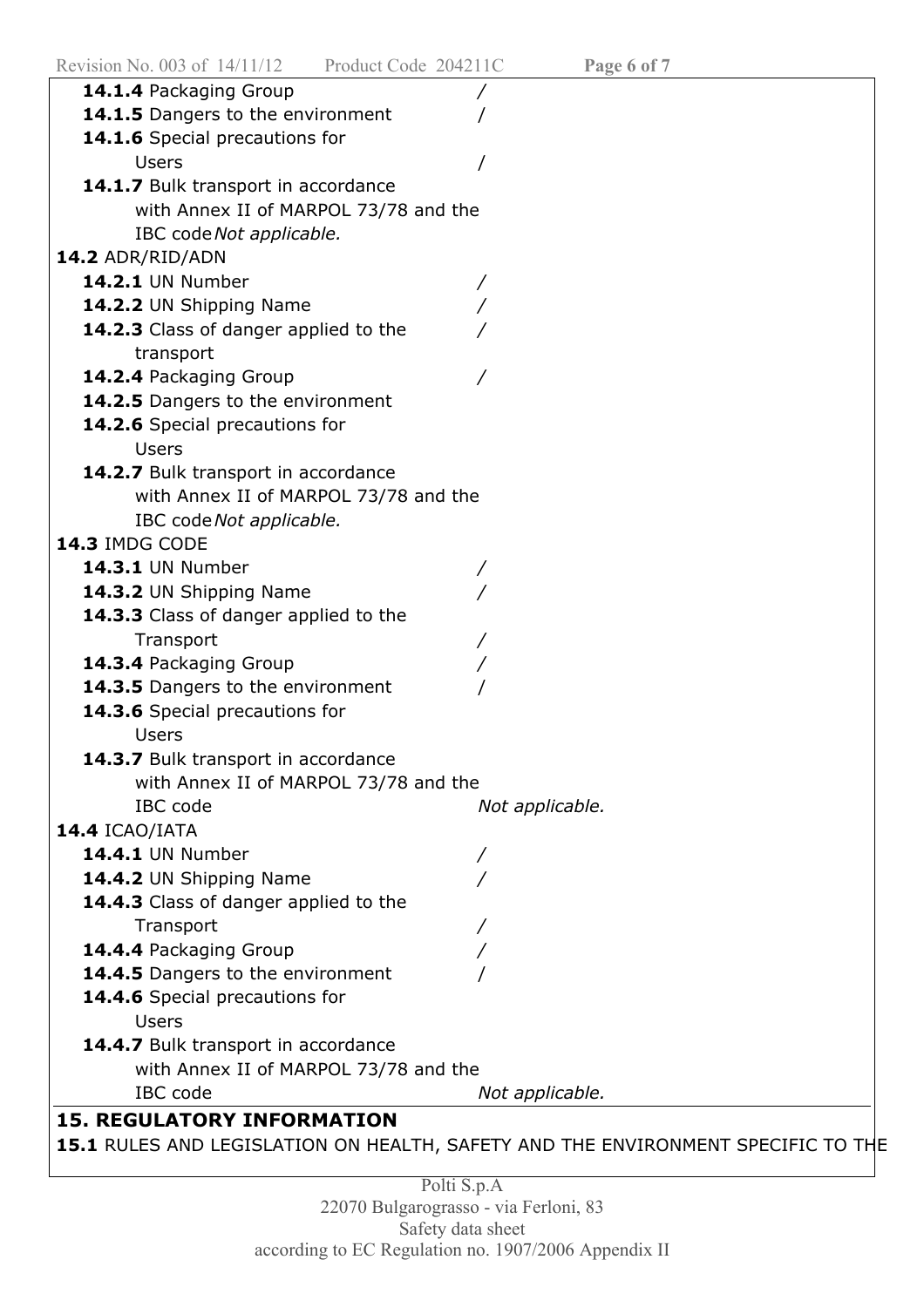**14.1.4** Packaging Group /

**14.1.5** Dangers to the environment /

**14.1.6** Special precautions for Users /

**14.1.7** Bulk transport in accordance with Annex II of MARPOL 73/78 and the IBC code *Not applicable.*

**14.2** ADR/RID/ADN

**14.2.1** UN Number /

**14.2.2** UN Shipping Name /

**14.2.3** Class of danger applied to the transport /

**14.2.4** Packaging Group /

**14.2.5** Dangers to the environment

**14.2.6** Special precautions for Users

**14.2.7** Bulk transport in accordance with Annex II of MARPOL 73/78 and the IBC code *Not applicable.*

**14.3** IMDG CODE

**14.3.1** UN Number /

**14.3.2** UN Shipping Name /

**14.3.3** Class of danger applied to the Transport /

**14.3.4** Packaging Group /

**14.3.5** Dangers to the environment /

**14.3.6** Special precautions for Users

**14.3.7** Bulk transport in accordance with Annex II of MARPOL 73/78 and the IBC code *Not applicable.*

**14.4** ICAO/IATA

**14.4.1** UN Number /

**14.4.2** UN Shipping Name /

**14.4.3** Class of danger applied to the Transport /

**14.4.4** Packaging Group /

**14.4.5** Dangers to the environment /

**14.4.6** Special precautions for Users

**14.4.7** Bulk transport in accordance with Annex II of MARPOL 73/78 and the IBC code *Not applicable.*

## 15. REGULATORY INFORMATION

**15.1** RULES AND LEGISLATION ON HEALTH, SAFETY AND THE ENVIRONMENT SPECIFIC TO THE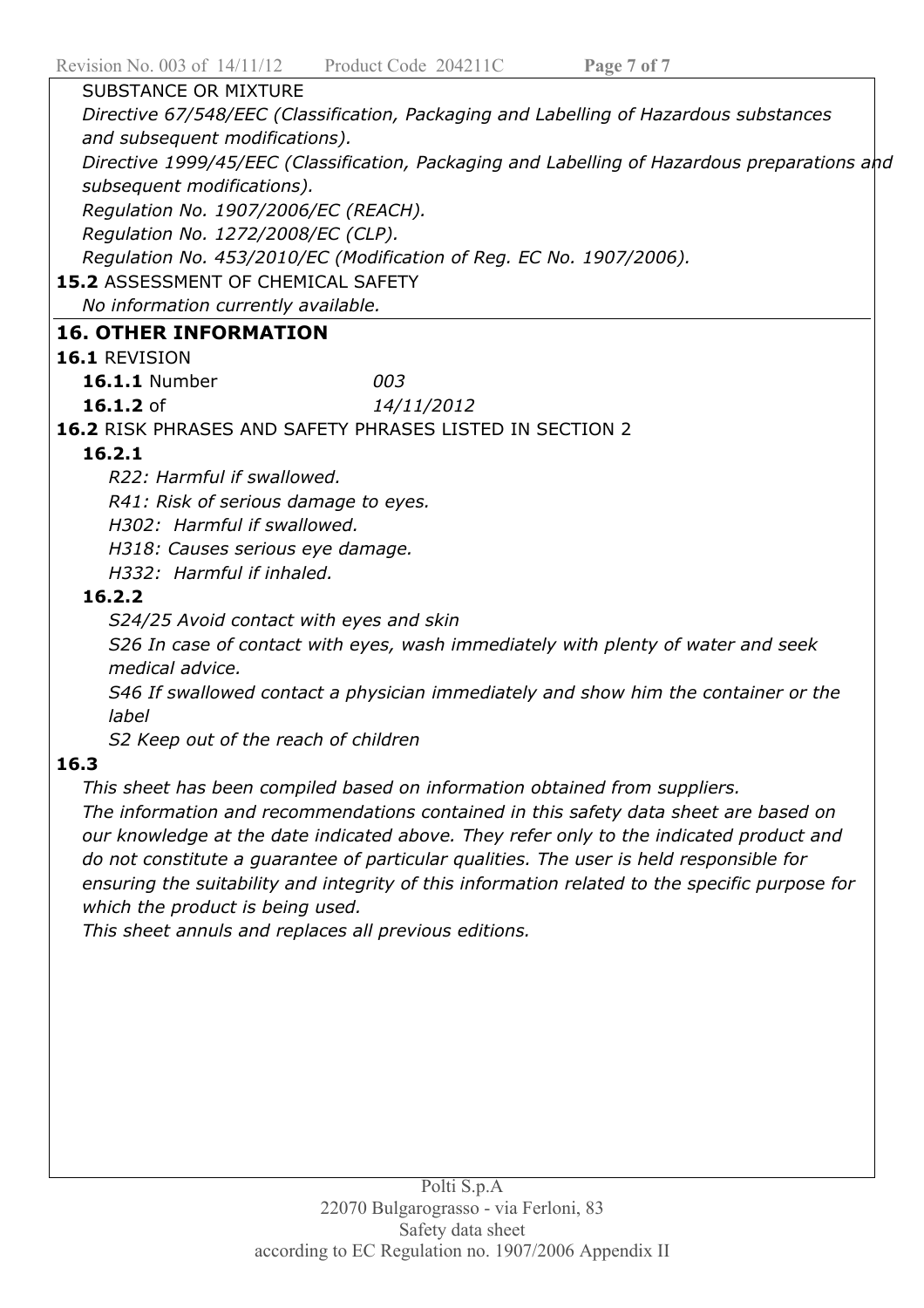SUBSTANCE OR MIXTURE

*Directive 67/548/EEC (Classification, Packaging and Labelling of Hazardous substances and subsequent modifications).*

*Directive 1999/45/EEC (Classification, Packaging and Labelling of Hazardous preparations and subsequent modifications).*

*Regulation No. 1907/2006/EC (REACH).*

*Regulation No. 1272/2008/EC (CLP).*

*Regulation No. 453/2010/EC (Modification of Reg. EC No. 1907/2006).*

**15.2** ASSESSMENT OF CHEMICAL SAFETY

*No information currently available.*

## 16. OTHER INFORMATION

**16.1** REVISION

**16.1.1** Number *003*

**16.1.2** of *14/11/2012*

**16.2** RISK PHRASES AND SAFETY PHRASES LISTED IN SECTION 2

**16.2.1**

*R22: Harmful if swallowed.*

*R41: Risk of serious damage to eyes.*

*H302: Harmful if swallowed.*

*H318: Causes serious eye damage.*

*H332: Harmful if inhaled.*

**16.2.2**

*S24/25 Avoid contact with eyes and skin*

*S26 In case of contact with eyes, wash immediately with plenty of water and seek medical advice.*

*S46 If swallowed contact a physician immediately and show him the container or the label*

*S2 Keep out of the reach of children*

**16.3**

*This sheet has been compiled based on information obtained from suppliers.*

*The information and recommendations contained in this safety data sheet are based on our knowledge at the date indicated above. They refer only to the indicated product and do not constitute a guarantee of particular qualities. The user is held responsible for ensuring the suitability and integrity of this information related to the specific purpose for which the product is being used.*

*This sheet annuls and replaces all previous editions.*